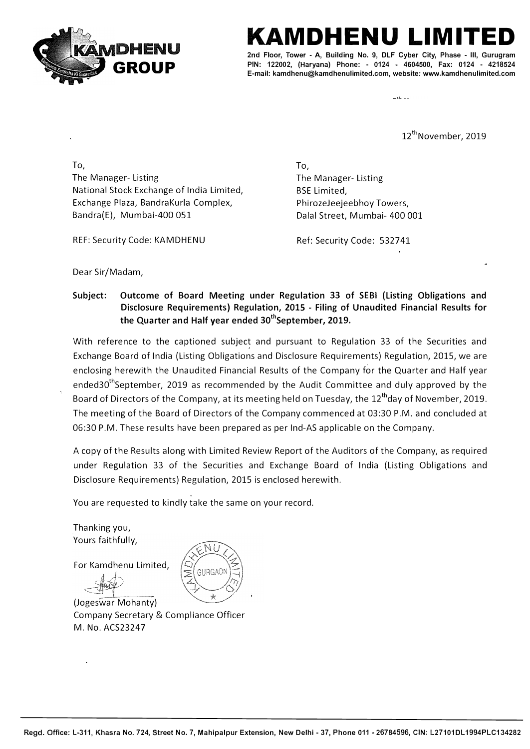# KAMDHENU LIMITED

**2nd Floor, Tower - A, Building No. 9, DLF Cyber City, Phase - III, Gurugram PIN: 122002, (Haryana) Phone: - 0124 - 4604500, Fax: 0124 - 4218524 E-mail: kamdhenu@kamdhenulimited.com, website: www.kamdhenulimited.com**

12th November, 2019

To,
The Manager- Listing
National Stock Exchange of India Limited,
Exchange Plaza, BandraKurla Complex,
Bandra(E), Mumbai-400 051

REF: Security Code: KAMDHENU

To,
The Manager- Listing
BSE Limited,
PhirozeJeejeebhoy Towers,
Dalal Street, Mumbai- 400 001

Ref: Security Code: 532741

Dear Sir/Madam,

**Subject: Outcome of Board Meeting under Regulation 33 of SEBI (Listing Obligations and Disclosure Requirements) Regulation, 2015 - Filing of Unaudited Financial Results for the Quarter and Half year ended 30th September, 2019.**

With reference to the captioned subject and pursuant to Regulation 33 of the Securities and Exchange Board of India (Listing Obligations and Disclosure Requirements) Regulation, 2015, we are enclosing herewith the Unaudited Financial Results of the Company for the Quarter and Half year ended30th September, 2019 as recommended by the Audit Committee and duly approved by the Board of Directors of the Company, at its meeting held on Tuesday, the 12th day of November, 2019. The meeting of the Board of Directors of the Company commenced at 03:30 P.M. and concluded at 06:30 P.M. These results have been prepared as per Ind-AS applicable on the Company.

A copy of the Results along with Limited Review Report of the Auditors of the Company, as required under Regulation 33 of the Securities and Exchange Board of India (Listing Obligations and Disclosure Requirements) Regulation, 2015 is enclosed herewith.

You are requested to kindly take the same on your record.

Thanking you,
Yours faithfully,

For Kamdhenu Limited,

(Jogeswar Mohanty)
Company Secretary & Compliance Officer
M. No. ACS23247

Regd. Office: L-311, Khasra No. 724, Street No. 7, Mahipalpur Extension, New Delhi - 37, Phone 011 - 26784596, CIN: L27101DL1994PLC134282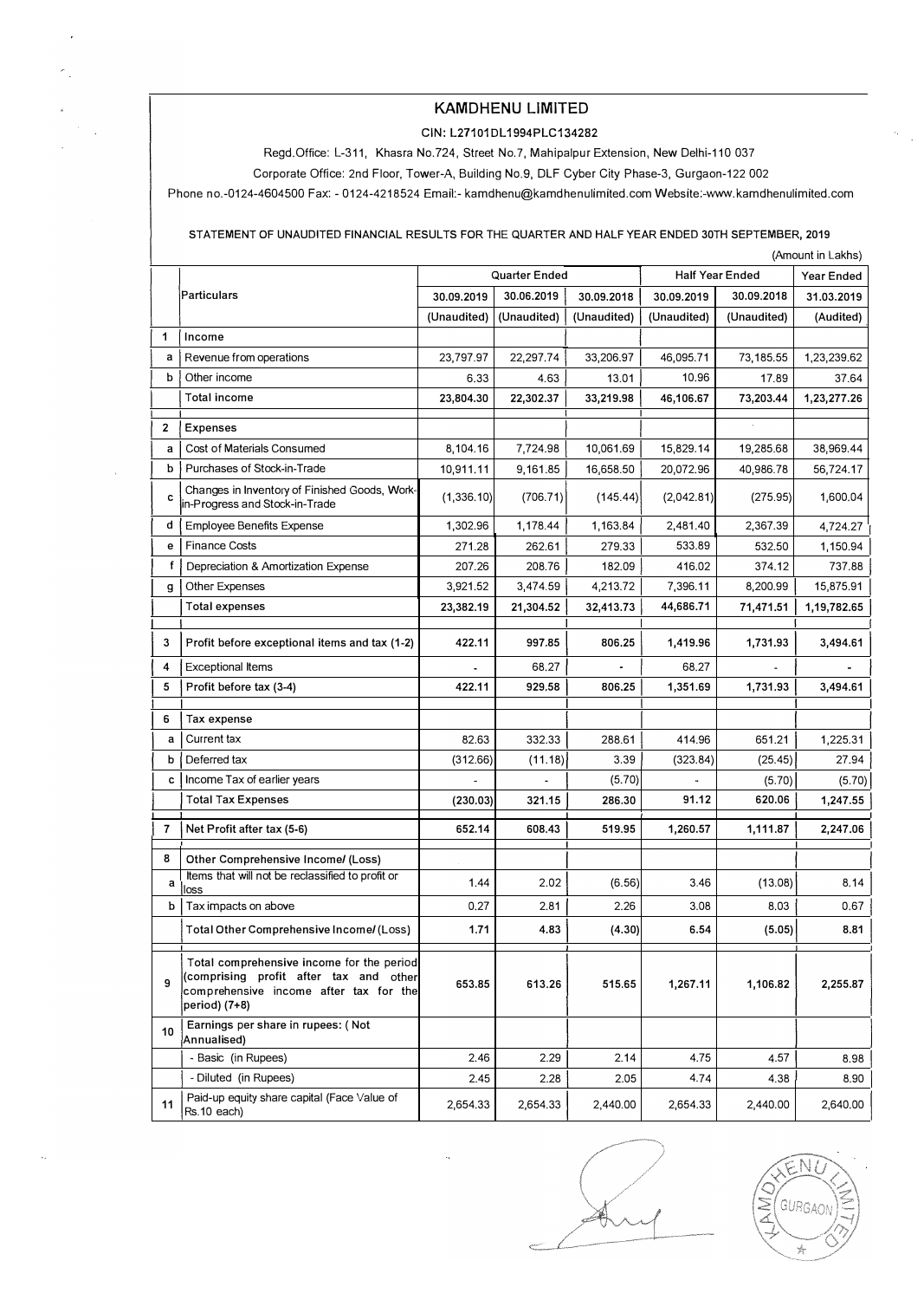# KAMDHENU LIMITED

**CIN: L27101DL1994PLC134282**

Regd.Office: L-311, Khasra No.724, Street No.7, Mahipalpur Extension, New Delhi-110 037

Corporate Office: 2nd Floor, Tower-A, Building No.9, DLF Cyber City Phase-3, Gurgaon-122 002

Phone no.-0124-4604500 Fax: - 0124-4218524 Email:- kamdhenu@kamdhenulimited.com Website:-www.kamdhenulimited.com

**STATEMENT OF UNAUDITED FINANCIAL RESULTS FOR THE QUARTER AND HALF YEAR ENDED 30TH SEPTEMBER, 2019**

(Amount in Lakhs)

| | Particulars | Quarter Ended | | | Half Year Ended | | Year Ended |
|---|---|---|---|---|---|---|---|
| | | 30.09.2019 | 30.06.2019 | 30.09.2018 | 30.09.2019 | 30.09.2018 | 31.03.2019 |
| | | (Unaudited) | (Unaudited) | (Unaudited) | (Unaudited) | (Unaudited) | (Audited) |
| 1 | **Income** | | | | | | |
| a | Revenue from operations | 23,797.97 | 22,297.74 | 33,206.97 | 46,095.71 | 73,185.55 | 1,23,239.62 |
| b | Other income | 6.33 | 4.63 | 13.01 | 10.96 | 17.89 | 37.64 |
| | **Total income** | **23,804.30** | **22,302.37** | **33,219.98** | **46,106.67** | **73,203.44** | **1,23,277.26** |
| 2 | **Expenses** | | | | | | |
| a | Cost of Materials Consumed | 8,104.16 | 7,724.98 | 10,061.69 | 15,829.14 | 19,285.68 | 38,969.44 |
| b | Purchases of Stock-in-Trade | 10,911.11 | 9,161.85 | 16,658.50 | 20,072.96 | 40,986.78 | 56,724.17 |
| c | Changes in Inventory of Finished Goods, Work-in-Progress and Stock-in-Trade | (1,336.10) | (706.71) | (145.44) | (2,042.81) | (275.95) | 1,600.04 |
| d | Employee Benefits Expense | 1,302.96 | 1,178.44 | 1,163.84 | 2,481.40 | 2,367.39 | 4,724.27 |
| e | Finance Costs | 271.28 | 262.61 | 279.33 | 533.89 | 532.50 | 1,150.94 |
| f | Depreciation & Amortization Expense | 207.26 | 208.76 | 182.09 | 416.02 | 374.12 | 737.88 |
| g | Other Expenses | 3,921.52 | 3,474.59 | 4,213.72 | 7,396.11 | 8,200.99 | 15,875.91 |
| | **Total expenses** | **23,382.19** | **21,304.52** | **32,413.73** | **44,686.71** | **71,471.51** | **1,19,782.65** |
| 3 | **Profit before exceptional items and tax (1-2)** | **422.11** | **997.85** | **806.25** | **1,419.96** | **1,731.93** | **3,494.61** |
| 4 | Exceptional Items | - | 68.27 | - | 68.27 | - | - |
| 5 | **Profit before tax (3-4)** | **422.11** | **929.58** | **806.25** | **1,351.69** | **1,731.93** | **3,494.61** |
| 6 | **Tax expense** | | | | | | |
| a | Current tax | 82.63 | 332.33 | 288.61 | 414.96 | 651.21 | 1,225.31 |
| b | Deferred tax | (312.66) | (11.18) | 3.39 | (323.84) | (25.45) | 27.94 |
| c | Income Tax of earlier years | - | - | (5.70) | - | (5.70) | (5.70) |
| | **Total Tax Expenses** | **(230.03)** | **321.15** | **286.30** | **91.12** | **620.06** | **1,247.55** |
| 7 | **Net Profit after tax (5-6)** | **652.14** | **608.43** | **519.95** | **1,260.57** | **1,111.87** | **2,247.06** |
| 8 | **Other Comprehensive Income/ (Loss)** | | | | | | |
| a | Items that will not be reclassified to profit or loss | 1.44 | 2.02 | (6.56) | 3.46 | (13.08) | 8.14 |
| b | Tax impacts on above | 0.27 | 2.81 | 2.26 | 3.08 | 8.03 | 0.67 |
| | **Total Other Comprehensive Income/ (Loss)** | **1.71** | **4.83** | **(4.30)** | **6.54** | **(5.05)** | **8.81** |
| 9 | **Total comprehensive income for the period (comprising profit after tax and other comprehensive income after tax for the period) (7+8)** | **653.85** | **613.26** | **515.65** | **1,267.11** | **1,106.82** | **2,255.87** |
| 10 | **Earnings per share in rupees: ( Not Annualised)** | | | | | | |
| | - Basic (in Rupees) | 2.46 | 2.29 | 2.14 | 4.75 | 4.57 | 8.98 |
| | - Diluted (in Rupees) | 2.45 | 2.28 | 2.05 | 4.74 | 4.38 | 8.90 |
| 11 | Paid-up equity share capital (Face Value of Rs.10 each) | 2,654.33 | 2,654.33 | 2,440.00 | 2,654.33 | 2,440.00 | 2,640.00 |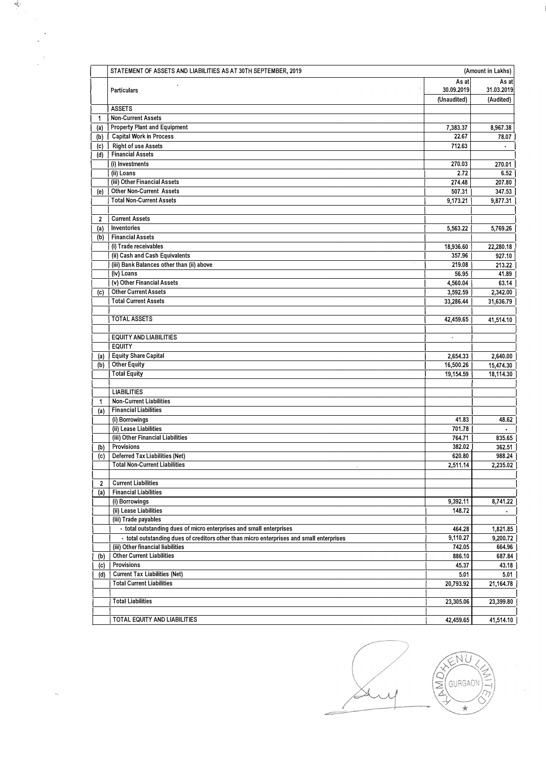| | STATEMENT OF ASSETS AND LIABILITIES AS AT 30TH SEPTEMBER, 2019 | | (Amount in Lakhs) |
|---|---|---|---|
| | Particulars | As at 30.09.2019 (Unaudited) | As at 31.03.2019 (Audited) |
| | ASSETS | | |
| 1 | Non-Current Assets | | |
| (a) | Property Plant and Equipment | 7,383.37 | 8,967.38 |
| (b) | Capital Work in Process | 22.67 | 78.07 |
| (c) | Right of use Assets | 712.63 | - |
| (d) | Financial Assets | | |
| | (i) Investments | 270.03 | 270.01 |
| | (ii) Loans | 2.72 | 6.52 |
| | (iii) Other Financial Assets | 274.48 | 207.80 |
| (e) | Other Non-Current Assets | 507.31 | 347.53 |
| | Total Non-Current Assets | 9,173.21 | 9,877.31 |
| | | | |
| 2 | Current Assets | | |
| (a) | Inventories | 5,563.22 | 5,769.26 |
| (b) | Financial Assets | | |
| | (i) Trade receivables | 18,936.60 | 22,280.18 |
| | (ii) Cash and Cash Equivalents | 357.96 | 927.10 |
| | (iii) Bank Balances other than (ii) above | 219.08 | 213.22 |
| | (iv) Loans | 56.95 | 41.89 |
| | (v) Other Financial Assets | 4,560.04 | 63.14 |
| (c) | Other Current Assets | 3,592.59 | 2,342.00 |
| | Total Current Assets | 33,286.44 | 31,636.79 |
| | | | |
| | TOTAL ASSETS | 42,459.65 | 41,514.10 |
| | | | |
| | EQUITY AND LIABILITIES | - | |
| | EQUITY | | |
| (a) | Equity Share Capital | 2,654.33 | 2,640.00 |
| (b) | Other Equity | 16,500.26 | 15,474.30 |
| | Total Equity | 19,154.59 | 18,114.30 |
| | | | |
| | LIABILITIES | | |
| 1 | Non-Current Liabilities | | |
| (a) | Financial Liabilities | | |
| | (i) Borrowings | 41.83 | 48.62 |
| | (ii) Lease Liabilities | 701.78 | - |
| | (iii) Other Financial Liabilities | 764.71 | 835.65 |
| (b) | Provisions | 382.02 | 362.51 |
| (c) | Deferred Tax Liabilities (Net) | 620.80 | 988.24 |
| | Total Non-Current Liabilities | 2,511.14 | 2,235.02 |
| | | | |
| 2 | Current Liabilities | | |
| (a) | Financial Liabilities | | |
| | (i) Borrowings | 9,392.11 | 8,741.22 |
| | (ii) Lease Liabilities | 148.72 | - |
| | (iii) Trade payables | | |
| | - total outstanding dues of micro enterprises and small enterprises | 464.28 | 1,821.85 |
| | - total outstanding dues of creditors other than micro enterprises and small enterprises | 9,110.27 | 9,200.72 |
| | (iii) Other financial liabilities | 742.05 | 664.96 |
| (b) | Other Current Liabilities | 886.10 | 687.84 |
| (c) | Provisions | 45.37 | 43.18 |
| (d) | Current Tax Liabilities (Net) | 5.01 | 5.01 |
| | Total Current Liabilities | 20,793.92 | 21,164.78 |
| | | | |
| | Total Liabilities | 23,305.06 | 23,399.80 |
| | | | |
| | TOTAL EQUITY AND LIABILITIES | 42,459.65 | 41,514.10 |

KAMDHENU LIMITED GURGAON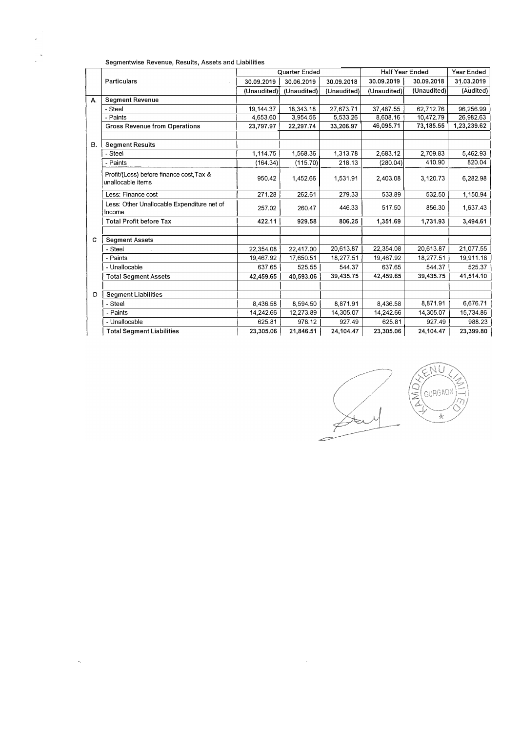Segmentwise Revenue, Results, Assets and Liabilities

| | Particulars | Quarter Ended | | | Half Year Ended | | Year Ended |
|---|---|---|---|---|---|---|---|
| | | 30.09.2019 | 30.06.2019 | 30.09.2018 | 30.09.2019 | 30.09.2018 | 31.03.2019 |
| | | (Unaudited) | (Unaudited) | (Unaudited) | (Unaudited) | (Unaudited) | (Audited) |
| A. | **Segment Revenue** | | | | | | |
| | - Steel | 19,144.37 | 18,343.18 | 27,673.71 | 37,487.55 | 62,712.76 | 96,256.99 |
| | - Paints | 4,653.60 | 3,954.56 | 5,533.26 | 8,608.16 | 10,472.79 | 26,982.63 |
| | **Gross Revenue from Operations** | **23,797.97** | **22,297.74** | **33,206.97** | **46,095.71** | **73,185.55** | **1,23,239.62** |
| | | | | | | | |
| B. | **Segment Results** | | | | | | |
| | - Steel | 1,114.75 | 1,568.36 | 1,313.78 | 2,683.12 | 2,709.83 | 5,462.93 |
| | - Paints | (164.34) | (115.70) | 218.13 | (280.04) | 410.90 | 820.04 |
| | Profit/(Loss) before finance cost,Tax & unallocable items | 950.42 | 1,452.66 | 1,531.91 | 2,403.08 | 3,120.73 | 6,282.98 |
| | Less: Finance cost | 271.28 | 262.61 | 279.33 | 533.89 | 532.50 | 1,150.94 |
| | Less: Other Unallocable Expenditure net of Income | 257.02 | 260.47 | 446.33 | 517.50 | 856.30 | 1,637.43 |
| | **Total Profit before Tax** | **422.11** | **929.58** | **806.25** | **1,351.69** | **1,731.93** | **3,494.61** |
| | | | | | | | |
| C | **Segment Assets** | | | | | | |
| | - Steel | 22,354.08 | 22,417.00 | 20,613.87 | 22,354.08 | 20,613.87 | 21,077.55 |
| | - Paints | 19,467.92 | 17,650.51 | 18,277.51 | 19,467.92 | 18,277.51 | 19,911.18 |
| | - Unallocable | 637.65 | 525.55 | 544.37 | 637.65 | 544.37 | 525.37 |
| | **Total Segment Assets** | **42,459.65** | **40,593.06** | **39,435.75** | **42,459.65** | **39,435.75** | **41,514.10** |
| | | | | | | | |
| D | **Segment Liabilities** | | | | | | |
| | - Steel | 8,436.58 | 8,594.50 | 8,871.91 | 8,436.58 | 8,871.91 | 6,676.71 |
| | - Paints | 14,242.66 | 12,273.89 | 14,305.07 | 14,242.66 | 14,305.07 | 15,734.86 |
| | - Unallocable | 625.81 | 978.12 | 927.49 | 625.81 | 927.49 | 988.23 |
| | **Total Segment Liabilities** | **23,305.06** | **21,846.51** | **24,104.47** | **23,305.06** | **24,104.47** | **23,399.80** |

KAMDHENU LIMITED GURGAON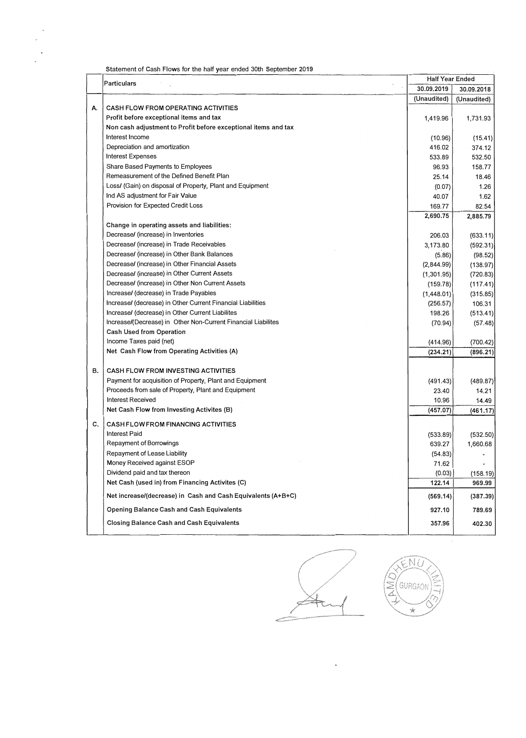Statement of Cash Flows for the half year ended 30th September 2019

| | Particulars | Half Year Ended | |
|---|---|---|---|
| | | 30.09.2019 | 30.09.2018 |
| | | (Unaudited) | (Unaudited) |
| A. | CASH FLOW FROM OPERATING ACTIVITIES | | |
| | Profit before exceptional items and tax | 1,419.96 | 1,731.93 |
| | Non cash adjustment to Profit before exceptional items and tax | | |
| | Interest Income | (10.96) | (15.41) |
| | Depreciation and amortization | 416.02 | 374.12 |
| | Interest Expenses | 533.89 | 532.50 |
| | Share Based Payments to Employees | 96.93 | 158.77 |
| | Remeasurement of the Defined Benefit Plan | 25.14 | 18.46 |
| | Loss/ (Gain) on disposal of Property, Plant and Equipment | (0.07) | 1.26 |
| | Ind AS adjustment for Fair Value | 40.07 | 1.62 |
| | Provision for Expected Credit Loss | 169.77 | 82.54 |
| | | 2,690.75 | 2,885.79 |
| | Change in operating assets and liabilities: | | |
| | Decrease/ (increase) in Inventories | 206.03 | (633.11) |
| | Decrease/ (increase) in Trade Receivables | 3,173.80 | (592.31) |
| | Decrease/ (increase) in Other Bank Balances | (5.86) | (98.52) |
| | Decrease/ (increase) in Other Financial Assets | (2,844.99) | (138.97) |
| | Decrease/ (increase) in Other Current Assets | (1,301.95) | (720.83) |
| | Decrease/ (increase) in Other Non Current Assets | (159.78) | (117.41) |
| | Increase/ (decrease) in Trade Payables | (1,448.01) | (315.85) |
| | Increase/ (decrease) in Other Current Financial Liabilities | (256.57) | 106.31 |
| | Increase/ (decrease) in Other Current Liabilites | 198.26 | (513.41) |
| | Increase/(Decrease) in Other Non-Current Financial Liabilites | (70.94) | (57.48) |
| | Cash Used from Operation | | |
| | Income Taxes paid (net) | (414.96) | (700.42) |
| | Net Cash Flow from Operating Activities (A) | (234.21) | (896.21) |
| B. | CASH FLOW FROM INVESTING ACTIVITIES | | |
| | Payment for acquisition of Property, Plant and Equipment | (491.43) | (489.87) |
| | Proceeds from sale of Property, Plant and Equipment | 23.40 | 14.21 |
| | Interest Received | 10.96 | 14.49 |
| | Net Cash Flow from Investing Activites (B) | (457.07) | (461.17) |
| C. | CASH FLOW FROM FINANCING ACTIVITIES | | |
| | Interest Paid | (533.89) | (532.50) |
| | Repayment of Borrowings | 639.27 | 1,660.68 |
| | Repayment of Lease Liability | (54.83) | - |
| | Money Received against ESOP | 71.62 | - |
| | Dividend paid and tax thereon | (0.03) | (158.19) |
| | Net Cash (used in) from Financing Activites (C) | 122.14 | 969.99 |
| | Net increase/(decrease) in Cash and Cash Equivalents (A+B+C) | (569.14) | (387.39) |
| | Opening Balance Cash and Cash Equivalents | 927.10 | 789.69 |
| | Closing Balance Cash and Cash Equivalents | 357.96 | 402.30 |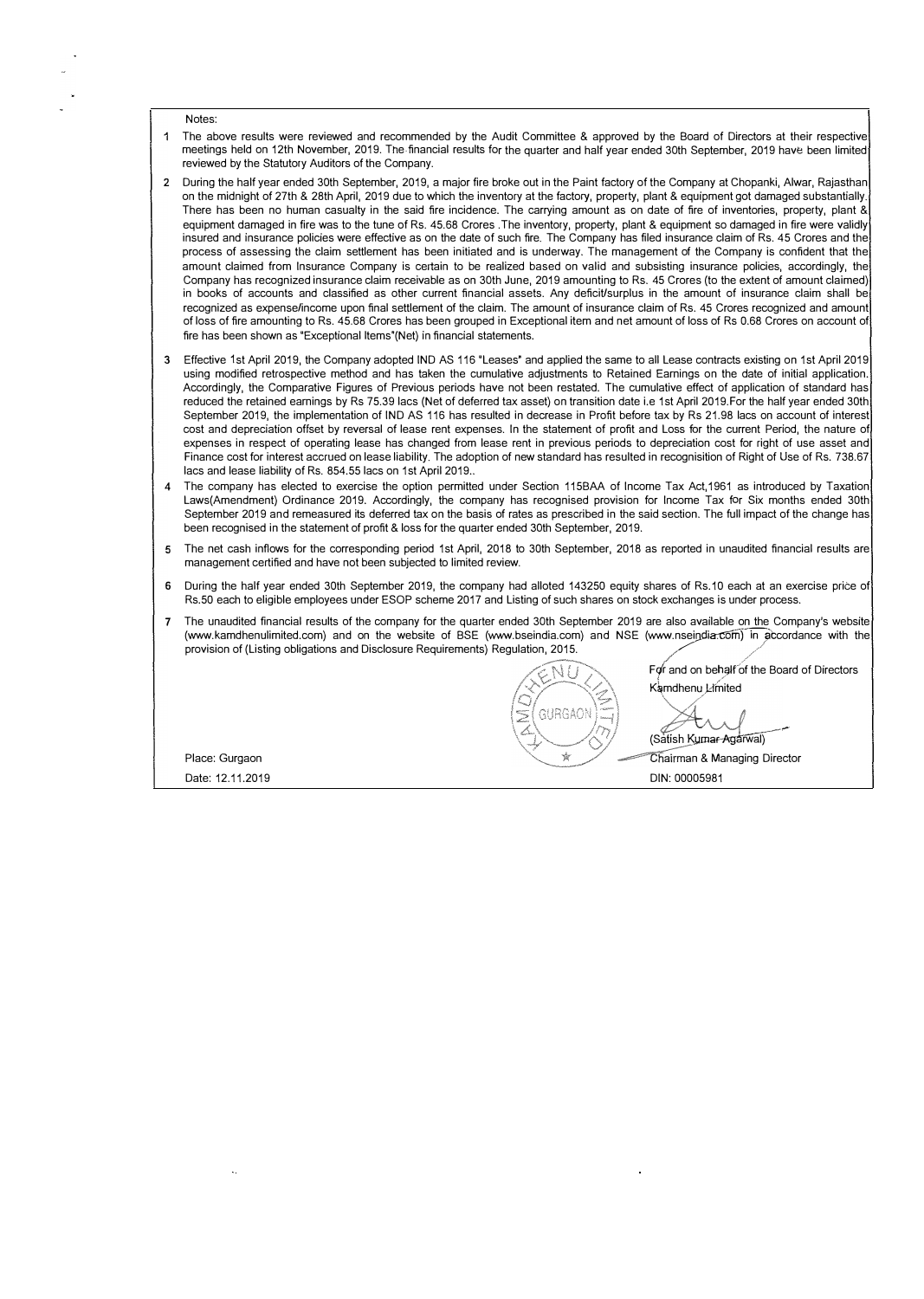Notes:

1. The above results were reviewed and recommended by the Audit Committee & approved by the Board of Directors at their respective meetings held on 12th November, 2019. The financial results for the quarter and half year ended 30th September, 2019 have been limited reviewed by the Statutory Auditors of the Company.

2. During the half year ended 30th September, 2019, a major fire broke out in the Paint factory of the Company at Chopanki, Alwar, Rajasthan on the midnight of 27th & 28th April, 2019 due to which the inventory at the factory, property, plant & equipment got damaged substantially. There has been no human casualty in the said fire incidence. The carrying amount as on date of fire of inventories, property, plant & equipment damaged in fire was to the tune of Rs. 45.68 Crores .The inventory, property, plant & equipment so damaged in fire were validly insured and insurance policies were effective as on the date of such fire. The Company has filed insurance claim of Rs. 45 Crores and the process of assessing the claim settlement has been initiated and is underway. The management of the Company is confident that the amount claimed from Insurance Company is certain to be realized based on valid and subsisting insurance policies, accordingly, the Company has recognized insurance claim receivable as on 30th June, 2019 amounting to Rs. 45 Crores (to the extent of amount claimed) in books of accounts and classified as other current financial assets. Any deficit/surplus in the amount of insurance claim shall be recognized as expense/income upon final settlement of the claim. The amount of insurance claim of Rs. 45 Crores recognized and amount of loss of fire amounting to Rs. 45.68 Crores has been grouped in Exceptional item and net amount of loss of Rs 0.68 Crores on account of fire has been shown as "Exceptional Items"(Net) in financial statements.

3. Effective 1st April 2019, the Company adopted IND AS 116 "Leases" and applied the same to all Lease contracts existing on 1st April 2019 using modified retrospective method and has taken the cumulative adjustments to Retained Earnings on the date of initial application. Accordingly, the Comparative Figures of Previous periods have not been restated. The cumulative effect of application of standard has reduced the retained earnings by Rs 75.39 lacs (Net of deferred tax asset) on transition date i.e 1st April 2019.For the half year ended 30th September 2019, the implementation of IND AS 116 has resulted in decrease in Profit before tax by Rs 21.98 lacs on account of interest cost and depreciation offset by reversal of lease rent expenses. In the statement of profit and Loss for the current Period, the nature of expenses in respect of operating lease has changed from lease rent in previous periods to depreciation cost for right of use asset and Finance cost for interest accrued on lease liability. The adoption of new standard has resulted in recognisition of Right of Use of Rs. 738.67 lacs and lease liability of Rs. 854.55 lacs on 1st April 2019..

4. The company has elected to exercise the option permitted under Section 115BAA of Income Tax Act,1961 as introduced by Taxation Laws(Amendment) Ordinance 2019. Accordingly, the company has recognised provision for Income Tax for Six months ended 30th September 2019 and remeasured its deferred tax on the basis of rates as prescribed in the said section. The full impact of the change has been recognised in the statement of profit & loss for the quarter ended 30th September, 2019.

5. The net cash inflows for the corresponding period 1st April, 2018 to 30th September, 2018 as reported in unaudited financial results are management certified and have not been subjected to limited review.

6. During the half year ended 30th September 2019, the company had alloted 143250 equity shares of Rs.10 each at an exercise price of Rs.50 each to eligible employees under ESOP scheme 2017 and Listing of such shares on stock exchanges is under process.

7. The unaudited financial results of the company for the quarter ended 30th September 2019 are also available on the Company's website (www.kamdhenulimited.com) and on the website of BSE (www.bseindia.com) and NSE (www.nseindia.com) in accordance with the provision of (Listing obligations and Disclosure Requirements) Regulation, 2015.

For and on behalf of the Board of Directors
Kamdhenu Limited

(Satish Kumar Agarwal)
Chairman & Managing Director
DIN: 00005981

Place: Gurgaon
Date: 12.11.2019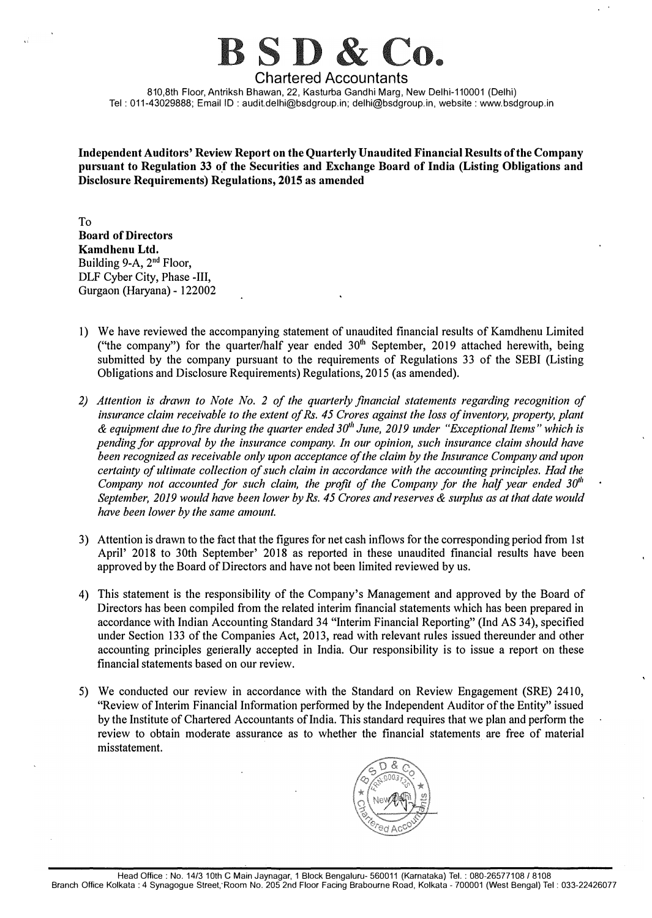# B S D & Co.

## Chartered Accountants

810,8th Floor, Antriksh Bhawan, 22, Kasturba Gandhi Marg, New Delhi-110001 (Delhi)
Tel : 011-43029888; Email ID : audit.delhi@bsdgroup.in; delhi@bsdgroup.in, website : www.bsdgroup.in

**Independent Auditors' Review Report on the Quarterly Unaudited Financial Results of the Company pursuant to Regulation 33 of the Securities and Exchange Board of India (Listing Obligations and Disclosure Requirements) Regulations, 2015 as amended**

To
**Board of Directors**
**Kamdhenu Ltd.**
Building 9-A, 2nd Floor,
DLF Cyber City, Phase -III,
Gurgaon (Haryana) - 122002

1) We have reviewed the accompanying statement of unaudited financial results of Kamdhenu Limited ("the company") for the quarter/half year ended 30th September, 2019 attached herewith, being submitted by the company pursuant to the requirements of Regulations 33 of the SEBI (Listing Obligations and Disclosure Requirements) Regulations, 2015 (as amended).

2) *Attention is drawn to Note No. 2 of the quarterly financial statements regarding recognition of insurance claim receivable to the extent of Rs. 45 Crores against the loss of inventory, property, plant & equipment due to fire during the quarter ended 30th June, 2019 under "Exceptional Items" which is pending for approval by the insurance company. In our opinion, such insurance claim should have been recognized as receivable only upon acceptance of the claim by the Insurance Company and upon certainty of ultimate collection of such claim in accordance with the accounting principles. Had the Company not accounted for such claim, the profit of the Company for the half year ended 30th September, 2019 would have been lower by Rs. 45 Crores and reserves & surplus as at that date would have been lower by the same amount.*

3) Attention is drawn to the fact that the figures for net cash inflows for the corresponding period from 1st April' 2018 to 30th September' 2018 as reported in these unaudited financial results have been approved by the Board of Directors and have not been limited reviewed by us.

4) This statement is the responsibility of the Company's Management and approved by the Board of Directors has been compiled from the related interim financial statements which has been prepared in accordance with Indian Accounting Standard 34 "Interim Financial Reporting" (Ind AS 34), specified under Section 133 of the Companies Act, 2013, read with relevant rules issued thereunder and other accounting principles generally accepted in India. Our responsibility is to issue a report on these financial statements based on our review.

5) We conducted our review in accordance with the Standard on Review Engagement (SRE) 2410, "Review of Interim Financial Information performed by the Independent Auditor of the Entity" issued by the Institute of Chartered Accountants of India. This standard requires that we plan and perform the review to obtain moderate assurance as to whether the financial statements are free of material misstatement.

Head Office : No. 14/3 10th C Main Jaynagar, 1 Block Bengaluru- 560011 (Karnataka) Tel. : 080-26577108 / 8108
Branch Office Kolkata : 4 Synagogue Street, Room No. 205 2nd Floor Facing Brabourne Road, Kolkata - 700001 (West Bengal) Tel : 033-22426077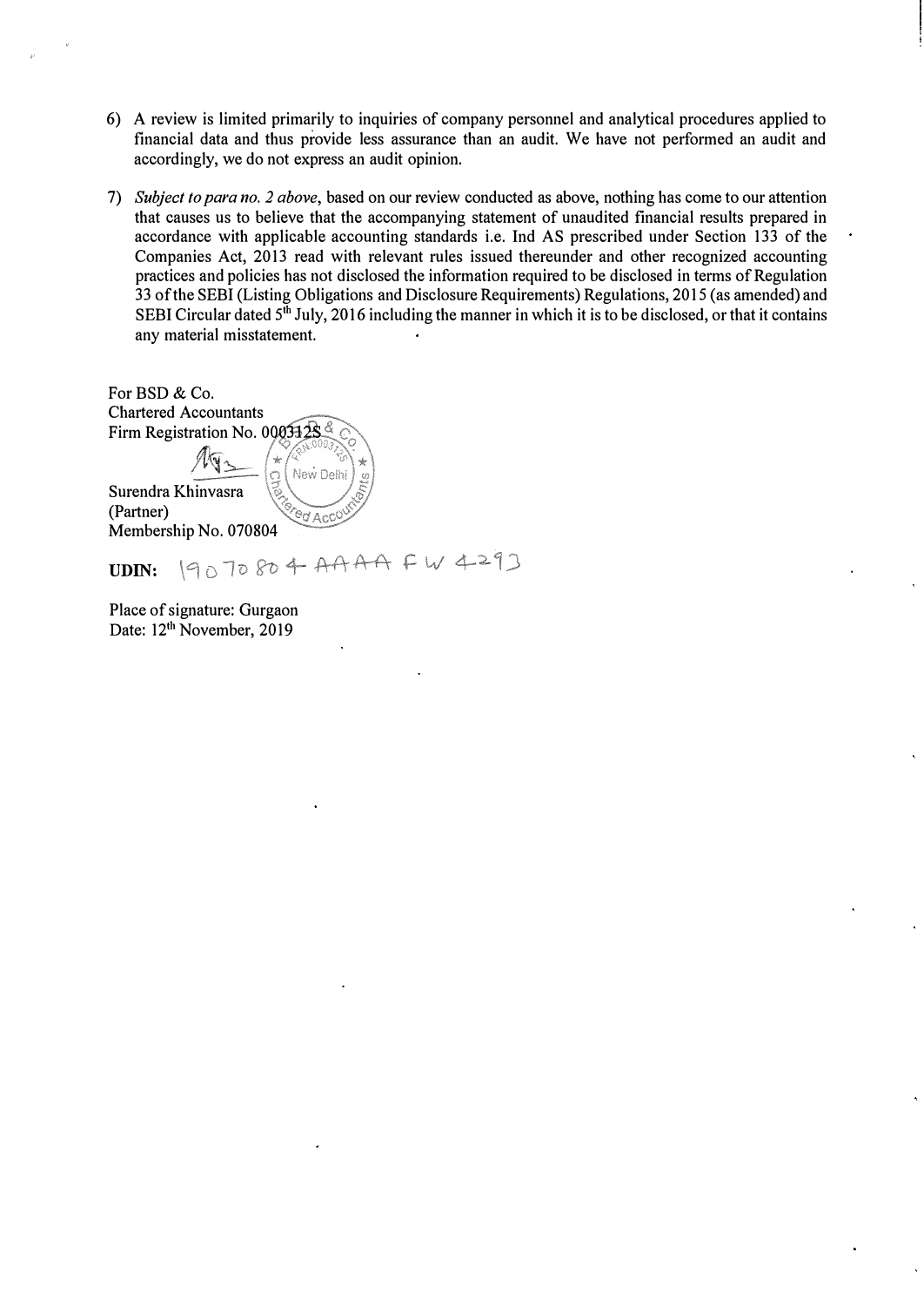6) A review is limited primarily to inquiries of company personnel and analytical procedures applied to financial data and thus provide less assurance than an audit. We have not performed an audit and accordingly, we do not express an audit opinion.

7) *Subject to para no. 2 above*, based on our review conducted as above, nothing has come to our attention that causes us to believe that the accompanying statement of unaudited financial results prepared in accordance with applicable accounting standards i.e. Ind AS prescribed under Section 133 of the Companies Act, 2013 read with relevant rules issued thereunder and other recognized accounting practices and policies has not disclosed the information required to be disclosed in terms of Regulation 33 of the SEBI (Listing Obligations and Disclosure Requirements) Regulations, 2015 (as amended) and SEBI Circular dated 5th July, 2016 including the manner in which it is to be disclosed, or that it contains any material misstatement.

For BSD & Co.
Chartered Accountants
Firm Registration No. 000312S

Surendra Khinvasra
(Partner)
Membership No. 070804

**UDIN:** 19070804AAAAFW4293

Place of signature: Gurgaon
Date: 12th November, 2019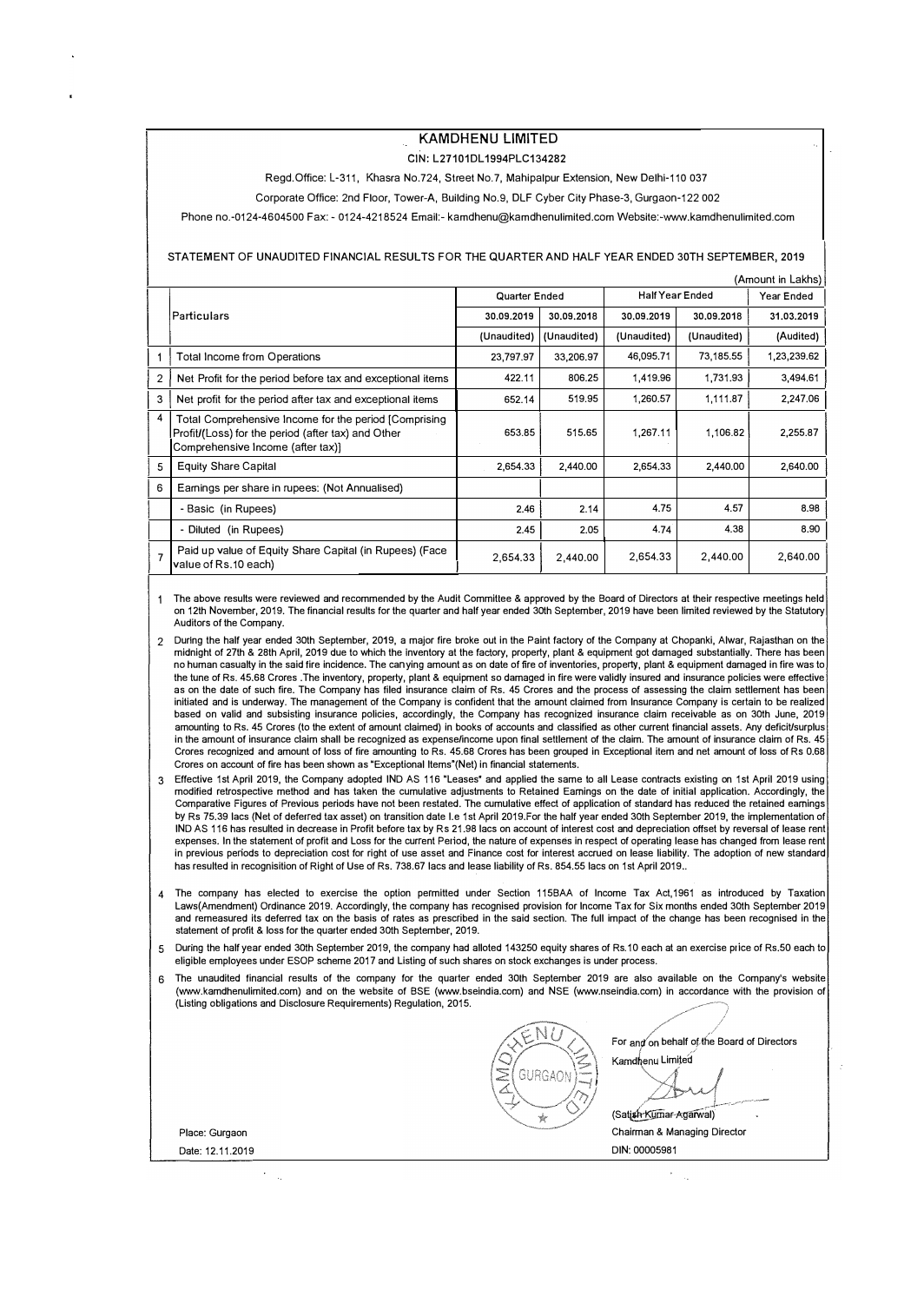# KAMDHENU LIMITED

CIN: L27101DL1994PLC134282

Regd.Office: L-311, Khasra No.724, Street No.7, Mahipalpur Extension, New Delhi-110 037

Corporate Office: 2nd Floor, Tower-A, Building No.9, DLF Cyber City Phase-3, Gurgaon-122 002

Phone no.-0124-4604500 Fax: - 0124-4218524 Email:- kamdhenu@kamdhenulimited.com Website:-www.kamdhenulimited.com

## STATEMENT OF UNAUDITED FINANCIAL RESULTS FOR THE QUARTER AND HALF YEAR ENDED 30TH SEPTEMBER, 2019

(Amount in Lakhs)

| | Particulars | Quarter Ended | | Half Year Ended | | Year Ended |
|---|---|---|---|---|---|---|
| | | 30.09.2019 | 30.09.2018 | 30.09.2019 | 30.09.2018 | 31.03.2019 |
| | | (Unaudited) | (Unaudited) | (Unaudited) | (Unaudited) | (Audited) |
| 1 | Total Income from Operations | 23,797.97 | 33,206.97 | 46,095.71 | 73,185.55 | 1,23,239.62 |
| 2 | Net Profit for the period before tax and exceptional items | 422.11 | 806.25 | 1,419.96 | 1,731.93 | 3,494.61 |
| 3 | Net profit for the period after tax and exceptional items | 652.14 | 519.95 | 1,260.57 | 1,111.87 | 2,247.06 |
| 4 | Total Comprehensive Income for the period [Comprising Profit/(Loss) for the period (after tax) and Other Comprehensive Income (after tax)] | 653.85 | 515.65 | 1,267.11 | 1,106.82 | 2,255.87 |
| 5 | Equity Share Capital | 2,654.33 | 2,440.00 | 2,654.33 | 2,440.00 | 2,640.00 |
| 6 | Earnings per share in rupees: (Not Annualised) | | | | | |
| | - Basic (in Rupees) | 2.46 | 2.14 | 4.75 | 4.57 | 8.98 |
| | - Diluted (in Rupees) | 2.45 | 2.05 | 4.74 | 4.38 | 8.90 |
| 7 | Paid up value of Equity Share Capital (in Rupees) (Face value of Rs.10 each) | 2,654.33 | 2,440.00 | 2,654.33 | 2,440.00 | 2,640.00 |

1. The above results were reviewed and recommended by the Audit Committee & approved by the Board of Directors at their respective meetings held on 12th November, 2019. The financial results for the quarter and half year ended 30th September, 2019 have been limited reviewed by the Statutory Auditors of the Company.

2. During the half year ended 30th September, 2019, a major fire broke out in the Paint factory of the Company at Chopanki, Alwar, Rajasthan on the midnight of 27th & 28th April, 2019 due to which the inventory at the factory, property, plant & equipment got damaged substantially. There has been no human casualty in the said fire incidence. The carrying amount as on date of fire of inventories, property, plant & equipment damaged in fire was to the tune of Rs. 45.68 Crores .The inventory, property, plant & equipment so damaged in fire were validly insured and insurance policies were effective as on the date of such fire. The Company has filed insurance claim of Rs. 45 Crores and the process of assessing the claim settlement has been initiated and is underway. The management of the Company is confident that the amount claimed from Insurance Company is certain to be realized based on valid and subsisting insurance policies, accordingly, the Company has recognized insurance claim receivable as on 30th June, 2019 amounting to Rs. 45 Crores (to the extent of amount claimed) in books of accounts and classified as other current financial assets. Any deficit/surplus in the amount of insurance claim shall be recognized as expense/income upon final settlement of the claim. The amount of insurance claim of Rs. 45 Crores recognized and amount of loss of fire amounting to Rs. 45.68 Crores has been grouped in Exceptional item and net amount of loss of Rs 0.68 Crores on account of fire has been shown as "Exceptional Items"(Net) in financial statements.

3. Effective 1st April 2019, the Company adopted IND AS 116 "Leases" and applied the same to all Lease contracts existing on 1st April 2019 using modified retrospective method and has taken the cumulative adjustments to Retained Earnings on the date of initial application. Accordingly, the Comparative Figures of Previous periods have not been restated. The cumulative effect of application of standard has reduced the retained earnings by Rs 75.39 lacs (Net of deferred tax asset) on transition date I.e 1st April 2019.For the half year ended 30th September 2019, the implementation of IND AS 116 has resulted in decrease in Profit before tax by Rs 21.98 lacs on account of interest cost and depreciation offset by reversal of lease rent expenses. In the statement of profit and Loss for the current Period, the nature of expenses in respect of operating lease has changed from lease rent in previous periods to depreciation cost for right of use asset and Finance cost for interest accrued on lease liability. The adoption of new standard has resulted in recognisition of Right of Use of Rs. 738.67 lacs and lease liability of Rs. 854.55 lacs on 1st April 2019..

4. The company has elected to exercise the option permitted under Section 115BAA of Income Tax Act,1961 as introduced by Taxation Laws(Amendment) Ordinance 2019. Accordingly, the company has recognised provision for Income Tax for Six months ended 30th September 2019 and remeasured its deferred tax on the basis of rates as prescribed in the said section. The full impact of the change has been recognised in the statement of profit & loss for the quarter ended 30th September, 2019.

5. During the half year ended 30th September, 2019, the company had alloted 143250 equity shares of Rs.10 each at an exercise price of Rs.50 each to eligible employees under ESOP scheme 2017 and Listing of such shares on stock exchanges is under process.

6. The unaudited financial results of the company for the quarter ended 30th September 2019 are also available on the Company's website (www.kamdhenulimited.com) and on the website of BSE (www.bseindia.com) and NSE (www.nseindia.com) in accordance with the provision of (Listing obligations and Disclosure Requirements) Regulation, 2015.

For and on behalf of the Board of Directors
Kamdhenu Limited

(Satish Kumar Agarwal)
Chairman & Managing Director
DIN: 00005981

Place: Gurgaon
Date: 12.11.2019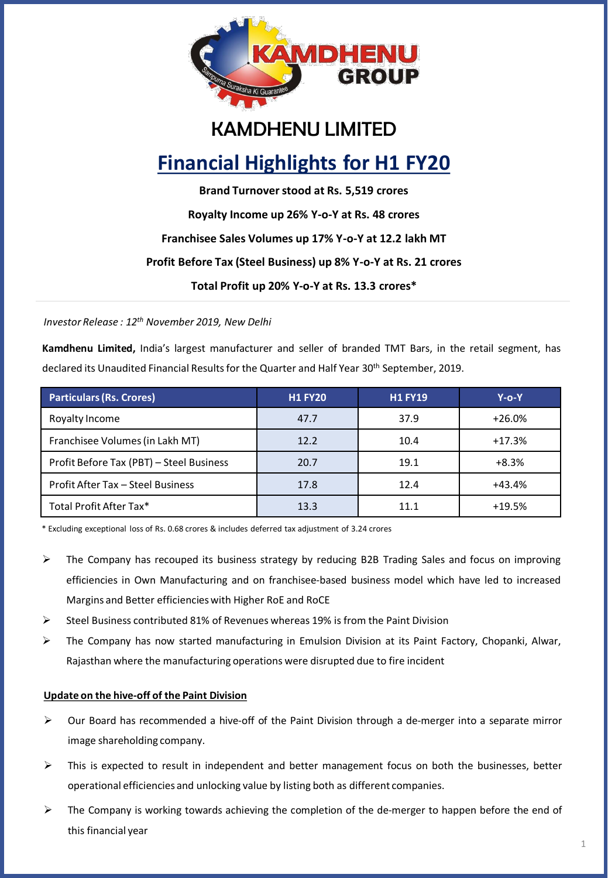# KAMDHENU LIMITED

## Financial Highlights for H1 FY20

**Brand Turnover stood at Rs. 5,519 crores**

**Royalty Income up 26% Y-o-Y at Rs. 48 crores**

**Franchisee Sales Volumes up 17% Y-o-Y at 12.2 lakh MT**

**Profit Before Tax (Steel Business) up 8% Y-o-Y at Rs. 21 crores**

**Total Profit up 20% Y-o-Y at Rs. 13.3 crores***

*Investor Release : 12th November 2019, New Delhi*

**Kamdhenu Limited,** India's largest manufacturer and seller of branded TMT Bars, in the retail segment, has declared its Unaudited Financial Results for the Quarter and Half Year 30th September, 2019.

| Particulars (Rs. Crores) | H1 FY20 | H1 FY19 | Y-o-Y |
|---|---|---|---|
| Royalty Income | 47.7 | 37.9 | +26.0% |
| Franchisee Volumes (in Lakh MT) | 12.2 | 10.4 | +17.3% |
| Profit Before Tax (PBT) – Steel Business | 20.7 | 19.1 | +8.3% |
| Profit After Tax – Steel Business | 17.8 | 12.4 | +43.4% |
| Total Profit After Tax* | 13.3 | 11.1 | +19.5% |

* Excluding exceptional loss of Rs. 0.68 crores & includes deferred tax adjustment of 3.24 crores

- The Company has recouped its business strategy by reducing B2B Trading Sales and focus on improving efficiencies in Own Manufacturing and on franchisee-based business model which have led to increased Margins and Better efficiencies with Higher RoE and RoCE
- Steel Business contributed 81% of Revenues whereas 19% is from the Paint Division
- The Company has now started manufacturing in Emulsion Division at its Paint Factory, Chopanki, Alwar, Rajasthan where the manufacturing operations were disrupted due to fire incident

**Update on the hive-off of the Paint Division**

- Our Board has recommended a hive-off of the Paint Division through a de-merger into a separate mirror image shareholding company.
- This is expected to result in independent and better management focus on both the businesses, better operational efficiencies and unlocking value by listing both as different companies.
- The Company is working towards achieving the completion of the de-merger to happen before the end of this financial year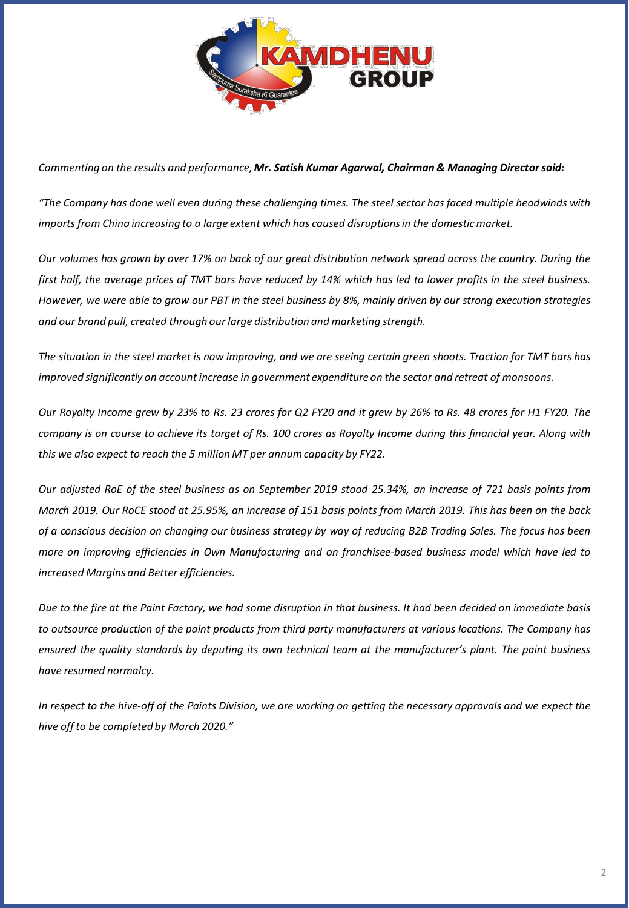*Commenting on the results and performance,* ***Mr. Satish Kumar Agarwal, Chairman & Managing Director said:***

*"The Company has done well even during these challenging times. The steel sector has faced multiple headwinds with imports from China increasing to a large extent which has caused disruptions in the domestic market.*

*Our volumes has grown by over 17% on back of our great distribution network spread across the country. During the first half, the average prices of TMT bars have reduced by 14% which has led to lower profits in the steel business. However, we were able to grow our PBT in the steel business by 8%, mainly driven by our strong execution strategies and our brand pull, created through our large distribution and marketing strength.*

*The situation in the steel market is now improving, and we are seeing certain green shoots. Traction for TMT bars has improved significantly on account increase in government expenditure on the sector and retreat of monsoons.*

*Our Royalty Income grew by 23% to Rs. 23 crores for Q2 FY20 and it grew by 26% to Rs. 48 crores for H1 FY20. The company is on course to achieve its target of Rs. 100 crores as Royalty Income during this financial year. Along with this we also expect to reach the 5 million MT per annum capacity by FY22.*

*Our adjusted RoE of the steel business as on September 2019 stood 25.34%, an increase of 721 basis points from March 2019. Our RoCE stood at 25.95%, an increase of 151 basis points from March 2019. This has been on the back of a conscious decision on changing our business strategy by way of reducing B2B Trading Sales. The focus has been more on improving efficiencies in Own Manufacturing and on franchisee-based business model which have led to increased Margins and Better efficiencies.*

*Due to the fire at the Paint Factory, we had some disruption in that business. It had been decided on immediate basis to outsource production of the paint products from third party manufacturers at various locations. The Company has ensured the quality standards by deputing its own technical team at the manufacturer's plant. The paint business have resumed normalcy.*

*In respect to the hive-off of the Paints Division, we are working on getting the necessary approvals and we expect the hive off to be completed by March 2020."*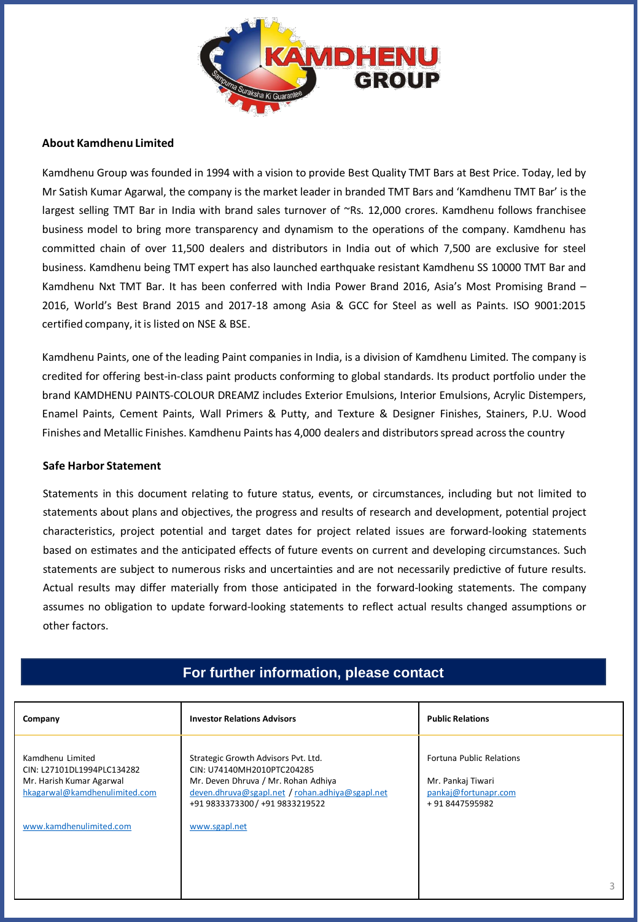### About Kamdhenu Limited

Kamdhenu Group was founded in 1994 with a vision to provide Best Quality TMT Bars at Best Price. Today, led by Mr Satish Kumar Agarwal, the company is the market leader in branded TMT Bars and 'Kamdhenu TMT Bar' is the largest selling TMT Bar in India with brand sales turnover of ~Rs. 12,000 crores. Kamdhenu follows franchisee business model to bring more transparency and dynamism to the operations of the company. Kamdhenu has committed chain of over 11,500 dealers and distributors in India out of which 7,500 are exclusive for steel business. Kamdhenu being TMT expert has also launched earthquake resistant Kamdhenu SS 10000 TMT Bar and Kamdhenu Nxt TMT Bar. It has been conferred with India Power Brand 2016, Asia's Most Promising Brand – 2016, World's Best Brand 2015 and 2017-18 among Asia & GCC for Steel as well as Paints. ISO 9001:2015 certified company, it is listed on NSE & BSE.

Kamdhenu Paints, one of the leading Paint companies in India, is a division of Kamdhenu Limited. The company is credited for offering best-in-class paint products conforming to global standards. Its product portfolio under the brand KAMDHENU PAINTS-COLOUR DREAMZ includes Exterior Emulsions, Interior Emulsions, Acrylic Distempers, Enamel Paints, Cement Paints, Wall Primers & Putty, and Texture & Designer Finishes, Stainers, P.U. Wood Finishes and Metallic Finishes. Kamdhenu Paints has 4,000 dealers and distributors spread across the country

### Safe Harbor Statement

Statements in this document relating to future status, events, or circumstances, including but not limited to statements about plans and objectives, the progress and results of research and development, potential project characteristics, project potential and target dates for project related issues are forward-looking statements based on estimates and the anticipated effects of future events on current and developing circumstances. Such statements are subject to numerous risks and uncertainties and are not necessarily predictive of future results. Actual results may differ materially from those anticipated in the forward-looking statements. The company assumes no obligation to update forward-looking statements to reflect actual results changed assumptions or other factors.

## For further information, please contact

| Company | Investor Relations Advisors | Public Relations |
|---|---|---|
| Kamdhenu Limited<br>CIN: L27101DL1994PLC134282<br>Mr. Harish Kumar Agarwal<br>hkagarwal@kamdhenulimited.com<br><br>www.kamdhenulimited.com | Strategic Growth Advisors Pvt. Ltd.<br>CIN: U74140MH2010PTC204285<br>Mr. Deven Dhruva / Mr. Rohan Adhiya<br>deven.dhruva@sgapl.net / rohan.adhiya@sgapl.net<br>+91 9833373300 / +91 9833219522<br><br>www.sgapl.net | Fortuna Public Relations<br><br>Mr. Pankaj Tiwari<br>pankaj@fortunapr.com<br>+ 91 8447595982 |